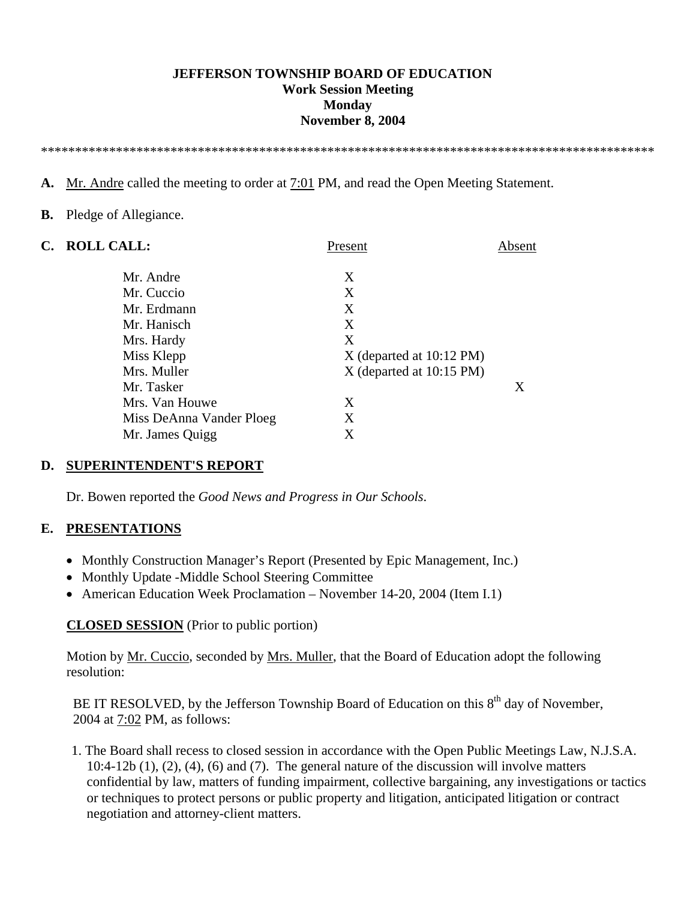# JEFFERSON TOWNSHIP BOARD OF EDUCATION
## Work Session Meeting
## Monday
## November 8, 2004

******************************************************************************************

**A.** Mr. Andre called the meeting to order at 7:01 PM, and read the Open Meeting Statement.

**B.** Pledge of Allegiance.

**C. ROLL CALL:**

| | Present | Absent |
|---|---|---|
| Mr. Andre | X | |
| Mr. Cuccio | X | |
| Mr. Erdmann | X | |
| Mr. Hanisch | X | |
| Mrs. Hardy | X | |
| Miss Klepp | X (departed at 10:12 PM) | |
| Mrs. Muller | X (departed at 10:15 PM) | |
| Mr. Tasker | | X |
| Mrs. Van Houwe | X | |
| Miss DeAnna Vander Ploeg | X | |
| Mr. James Quigg | X | |

**D. SUPERINTENDENT'S REPORT**

Dr. Bowen reported the *Good News and Progress in Our Schools*.

**E. PRESENTATIONS**

- Monthly Construction Manager's Report (Presented by Epic Management, Inc.)
- Monthly Update -Middle School Steering Committee
- American Education Week Proclamation – November 14-20, 2004 (Item I.1)

**CLOSED SESSION** (Prior to public portion)

Motion by Mr. Cuccio, seconded by Mrs. Muller, that the Board of Education adopt the following resolution:

BE IT RESOLVED, by the Jefferson Township Board of Education on this 8th day of November, 2004 at 7:02 PM, as follows:

1. The Board shall recess to closed session in accordance with the Open Public Meetings Law, N.J.S.A. 10:4-12b (1), (2), (4), (6) and (7). The general nature of the discussion will involve matters confidential by law, matters of funding impairment, collective bargaining, any investigations or tactics or techniques to protect persons or public property and litigation, anticipated litigation or contract negotiation and attorney-client matters.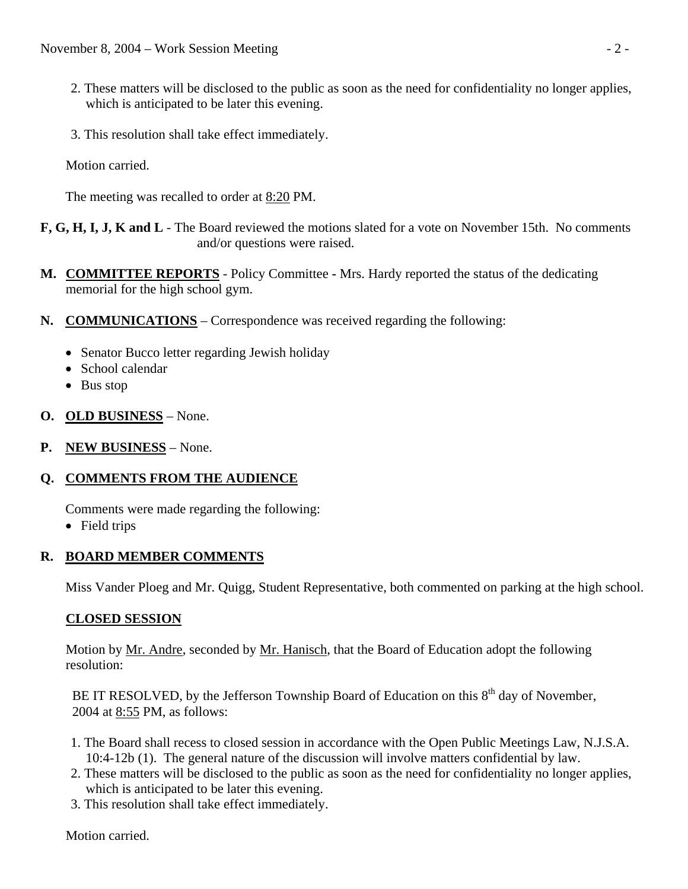2. These matters will be disclosed to the public as soon as the need for confidentiality no longer applies, which is anticipated to be later this evening.

3. This resolution shall take effect immediately.

Motion carried.

The meeting was recalled to order at 8:20 PM.

**F, G, H, I, J, K and L** - The Board reviewed the motions slated for a vote on November 15th. No comments and/or questions were raised.

**M. COMMITTEE REPORTS** - Policy Committee **-** Mrs. Hardy reported the status of the dedicating memorial for the high school gym.

**N. COMMUNICATIONS** – Correspondence was received regarding the following:

- Senator Bucco letter regarding Jewish holiday
- School calendar
- Bus stop

**O. OLD BUSINESS** – None.

**P. NEW BUSINESS** – None.

**Q. COMMENTS FROM THE AUDIENCE**

Comments were made regarding the following:

- Field trips

**R. BOARD MEMBER COMMENTS**

Miss Vander Ploeg and Mr. Quigg, Student Representative, both commented on parking at the high school.

**CLOSED SESSION**

Motion by Mr. Andre, seconded by Mr. Hanisch, that the Board of Education adopt the following resolution:

BE IT RESOLVED, by the Jefferson Township Board of Education on this 8th day of November, 2004 at 8:55 PM, as follows:

1. The Board shall recess to closed session in accordance with the Open Public Meetings Law, N.J.S.A. 10:4-12b (1). The general nature of the discussion will involve matters confidential by law.
2. These matters will be disclosed to the public as soon as the need for confidentiality no longer applies, which is anticipated to be later this evening.
3. This resolution shall take effect immediately.

Motion carried.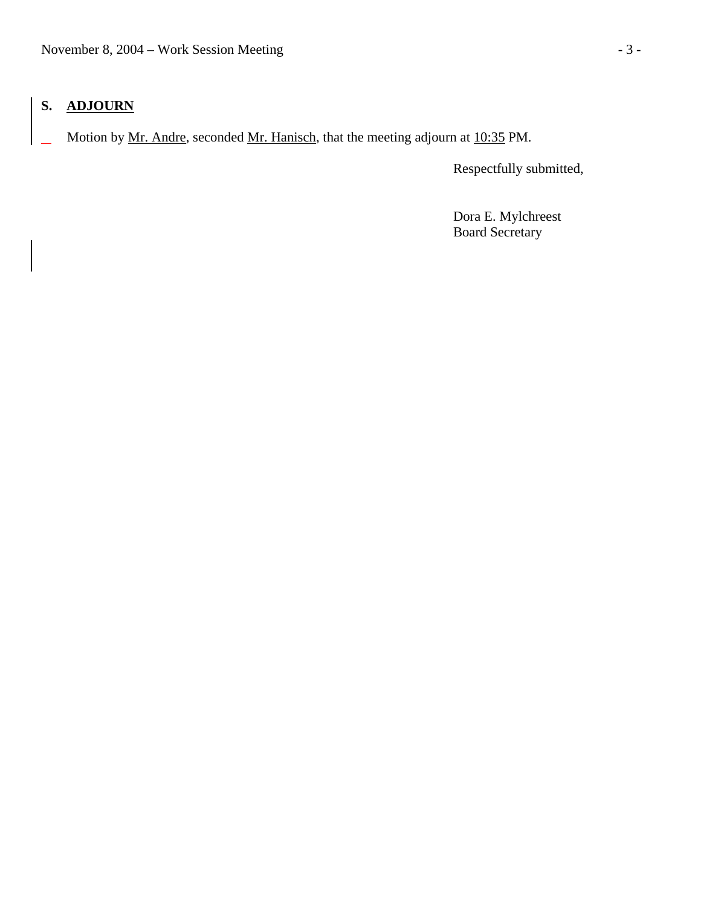## S. ADJOURN

Motion by Mr. Andre, seconded Mr. Hanisch, that the meeting adjourn at 10:35 PM.

Respectfully submitted,

Dora E. Mylchreest
Board Secretary